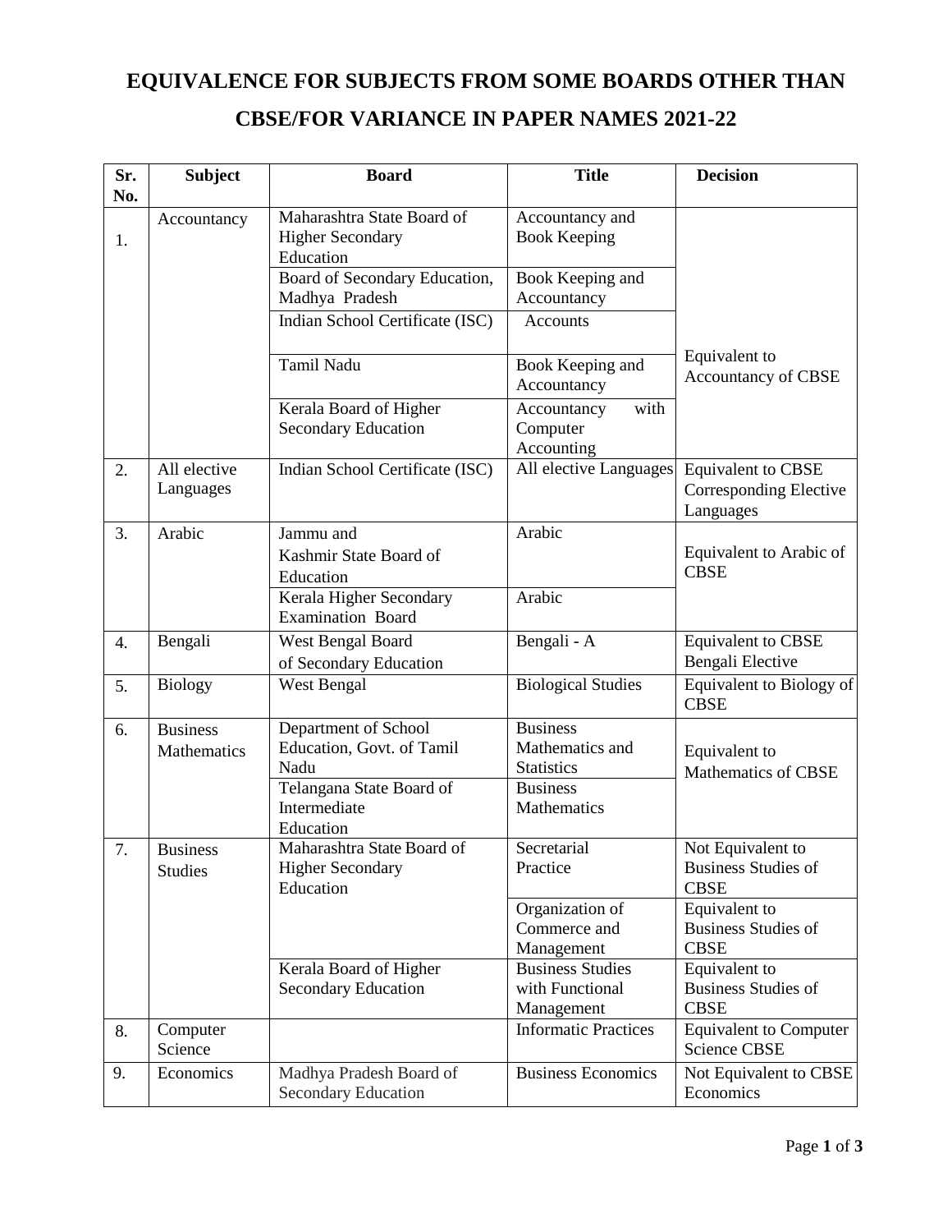# EQUIVALENCE FOR SUBJECTS FROM SOME BOARDS OTHER THAN CBSE/FOR VARIANCE IN PAPER NAMES 2021-22

| Sr. No. | Subject | Board | Title | Decision |
|---|---|---|---|---|
| 1. | Accountancy | Maharashtra State Board of Higher Secondary Education | Accountancy and Book Keeping | Equivalent to Accountancy of CBSE |
| | | Board of Secondary Education, Madhya Pradesh | Book Keeping and Accountancy | |
| | | Indian School Certificate (ISC) | Accounts | |
| | | Tamil Nadu | Book Keeping and Accountancy | |
| | | Kerala Board of Higher Secondary Education | Accountancy with Computer Accounting | |
| 2. | All elective Languages | Indian School Certificate (ISC) | All elective Languages | Equivalent to CBSE Corresponding Elective Languages |
| 3. | Arabic | Jammu and Kashmir State Board of Education | Arabic | Equivalent to Arabic of CBSE |
| | | Kerala Higher Secondary Examination Board | Arabic | |
| 4. | Bengali | West Bengal Board of Secondary Education | Bengali - A | Equivalent to CBSE Bengali Elective |
| 5. | Biology | West Bengal | Biological Studies | Equivalent to Biology of CBSE |
| 6. | Business Mathematics | Department of School Education, Govt. of Tamil Nadu | Business Mathematics and Statistics | Equivalent to Mathematics of CBSE |
| | | Telangana State Board of Intermediate Education | Business Mathematics | |
| 7. | Business Studies | Maharashtra State Board of Higher Secondary Education | Secretarial Practice | Not Equivalent to Business Studies of CBSE |
| | | | Organization of Commerce and Management | Equivalent to Business Studies of CBSE |
| | | Kerala Board of Higher Secondary Education | Business Studies with Functional Management | Equivalent to Business Studies of CBSE |
| 8. | Computer Science | | Informatic Practices | Equivalent to Computer Science CBSE |
| 9. | Economics | Madhya Pradesh Board of Secondary Education | Business Economics | Not Equivalent to CBSE Economics |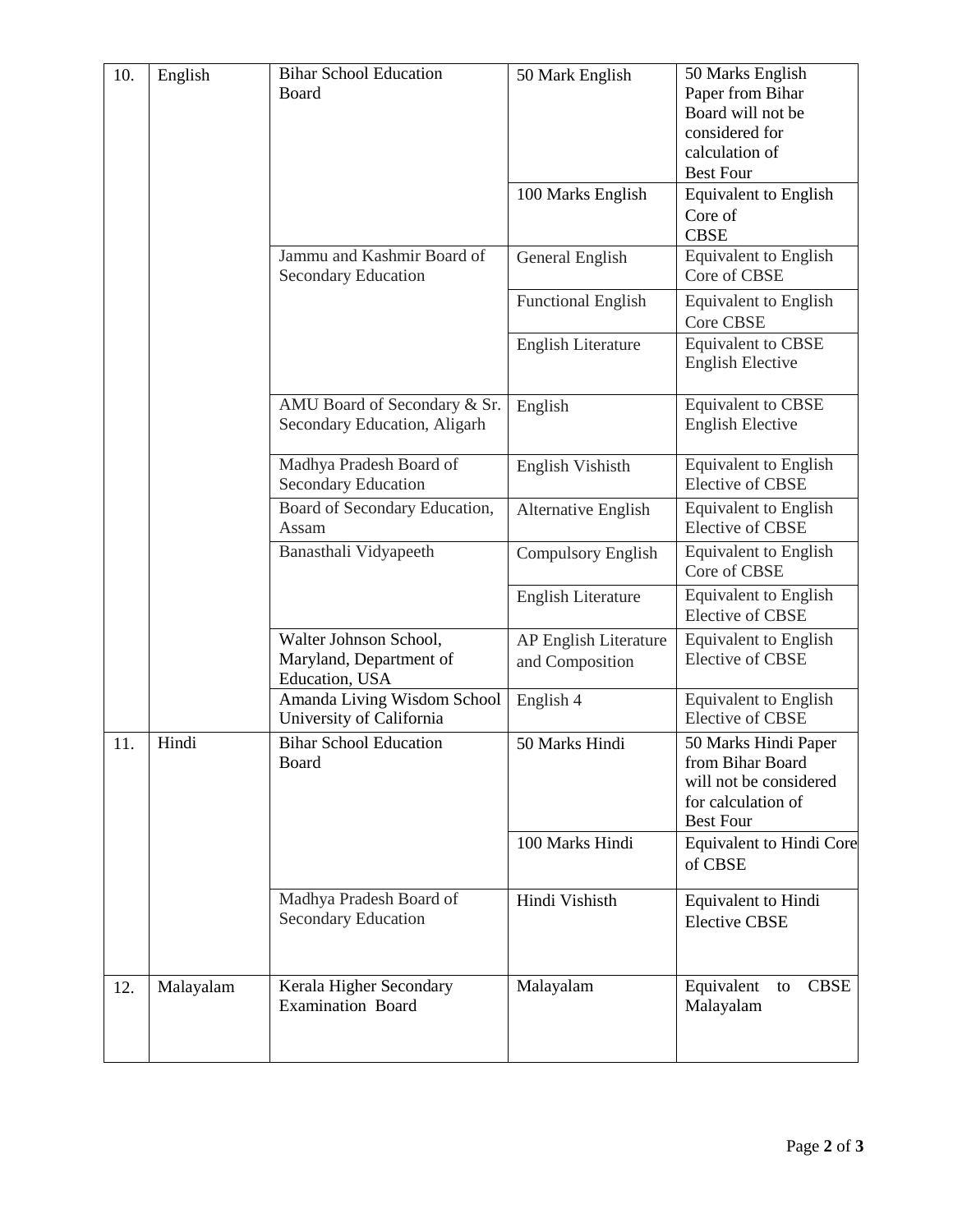| 10. | English | Bihar School Education Board | 50 Mark English | 50 Marks English Paper from Bihar Board will not be considered for calculation of Best Four |
|---|---|---|---|---|
| | | | 100 Marks English | Equivalent to English Core of CBSE |
| | | Jammu and Kashmir Board of Secondary Education | General English | Equivalent to English Core of CBSE |
| | | | Functional English | Equivalent to English Core CBSE |
| | | | English Literature | Equivalent to CBSE English Elective |
| | | AMU Board of Secondary & Sr. Secondary Education, Aligarh | English | Equivalent to CBSE English Elective |
| | | Madhya Pradesh Board of Secondary Education | English Vishisth | Equivalent to English Elective of CBSE |
| | | Board of Secondary Education, Assam | Alternative English | Equivalent to English Elective of CBSE |
| | | Banasthali Vidyapeeth | Compulsory English | Equivalent to English Core of CBSE |
| | | | English Literature | Equivalent to English Elective of CBSE |
| | | Walter Johnson School, Maryland, Department of Education, USA | AP English Literature and Composition | Equivalent to English Elective of CBSE |
| | | Amanda Living Wisdom School University of California | English 4 | Equivalent to English Elective of CBSE |
| 11. | Hindi | Bihar School Education Board | 50 Marks Hindi | 50 Marks Hindi Paper from Bihar Board will not be considered for calculation of Best Four |
| | | | 100 Marks Hindi | Equivalent to Hindi Core of CBSE |
| | | Madhya Pradesh Board of Secondary Education | Hindi Vishisth | Equivalent to Hindi Elective CBSE |
| 12. | Malayalam | Kerala Higher Secondary Examination Board | Malayalam | Equivalent to CBSE Malayalam |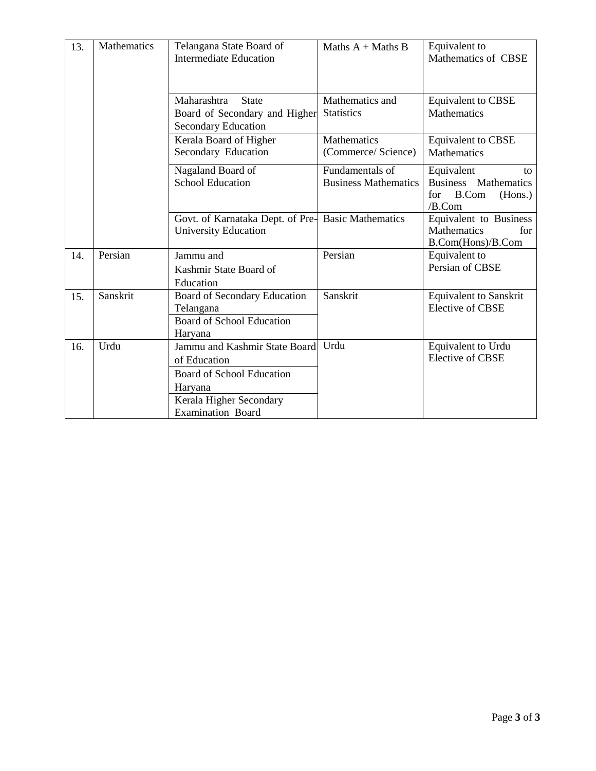| | | | | |
|---|---|---|---|---|
| 13. | Mathematics | Telangana State Board of Intermediate Education | Maths A + Maths B | Equivalent to Mathematics of CBSE |
| | | Maharashtra State Board of Secondary and Higher Secondary Education | Mathematics and Statistics | Equivalent to CBSE Mathematics |
| | | Kerala Board of Higher Secondary Education | Mathematics (Commerce/ Science) | Equivalent to CBSE Mathematics |
| | | Nagaland Board of School Education | Fundamentals of Business Mathematics | Equivalent to Business Mathematics for B.Com (Hons.) /B.Com |
| | | Govt. of Karnataka Dept. of Pre-University Education | Basic Mathematics | Equivalent to Business Mathematics for B.Com(Hons)/B.Com |
| 14. | Persian | Jammu and Kashmir State Board of Education | Persian | Equivalent to Persian of CBSE |
| 15. | Sanskrit | Board of Secondary Education Telangana | Sanskrit | Equivalent to Sanskrit Elective of CBSE |
| | | Board of School Education Haryana | | |
| 16. | Urdu | Jammu and Kashmir State Board of Education | Urdu | Equivalent to Urdu Elective of CBSE |
| | | Board of School Education Haryana | | |
| | | Kerala Higher Secondary Examination Board | | |